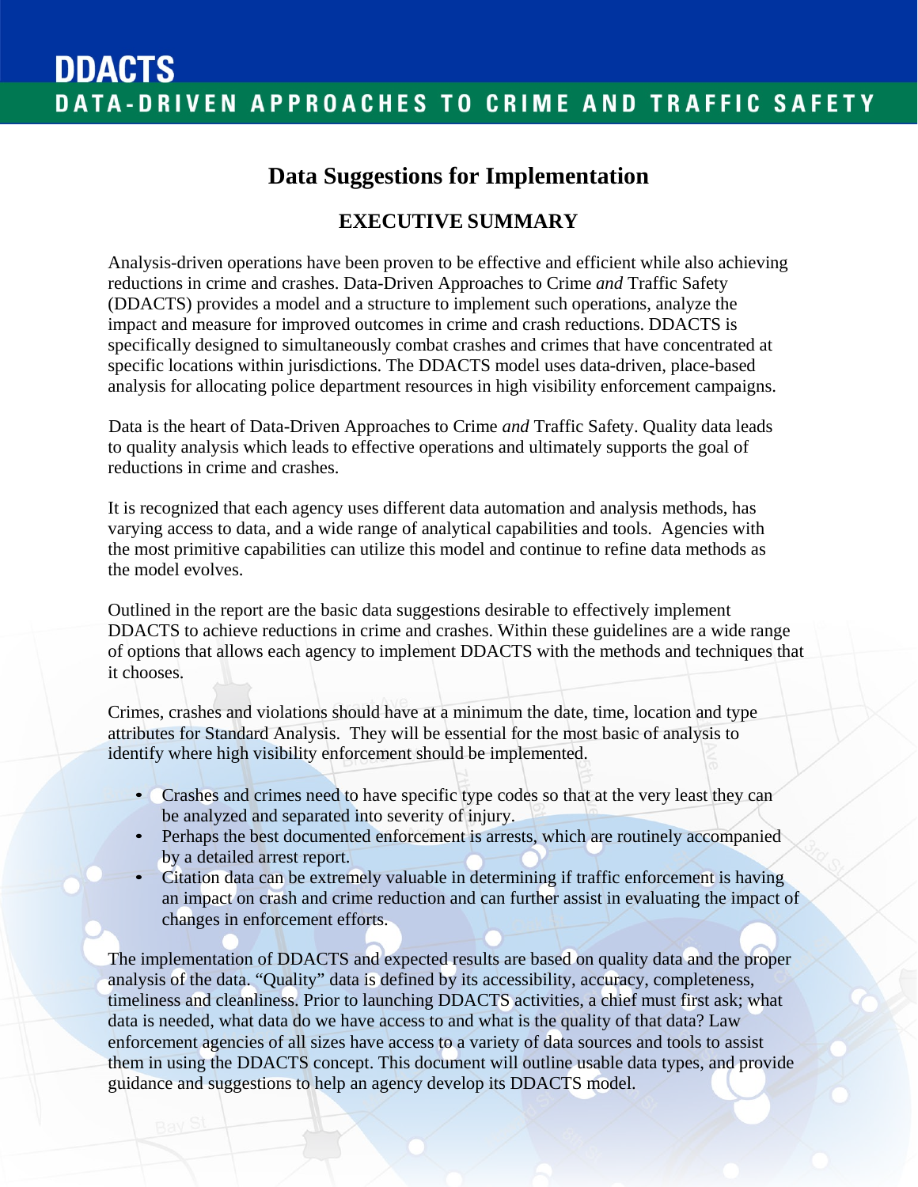# DDACTS

DATA-DRIVEN APPROACHES TO CRIME AND TRAFFIC SAFETY

## Data Suggestions for Implementation

### EXECUTIVE SUMMARY

Analysis-driven operations have been proven to be effective and efficient while also achieving reductions in crime and crashes. Data-Driven Approaches to Crime *and* Traffic Safety (DDACTS) provides a model and a structure to implement such operations, analyze the impact and measure for improved outcomes in crime and crash reductions. DDACTS is specifically designed to simultaneously combat crashes and crimes that have concentrated at specific locations within jurisdictions. The DDACTS model uses data-driven, place-based analysis for allocating police department resources in high visibility enforcement campaigns.

Data is the heart of Data-Driven Approaches to Crime *and* Traffic Safety. Quality data leads to quality analysis which leads to effective operations and ultimately supports the goal of reductions in crime and crashes.

It is recognized that each agency uses different data automation and analysis methods, has varying access to data, and a wide range of analytical capabilities and tools. Agencies with the most primitive capabilities can utilize this model and continue to refine data methods as the model evolves.

Outlined in the report are the basic data suggestions desirable to effectively implement DDACTS to achieve reductions in crime and crashes. Within these guidelines are a wide range of options that allows each agency to implement DDACTS with the methods and techniques that it chooses.

Crimes, crashes and violations should have at a minimum the date, time, location and type attributes for Standard Analysis. They will be essential for the most basic of analysis to identify where high visibility enforcement should be implemented.

- Crashes and crimes need to have specific type codes so that at the very least they can be analyzed and separated into severity of injury.
- Perhaps the best documented enforcement is arrests, which are routinely accompanied by a detailed arrest report.
- Citation data can be extremely valuable in determining if traffic enforcement is having an impact on crash and crime reduction and can further assist in evaluating the impact of changes in enforcement efforts.

The implementation of DDACTS and expected results are based on quality data and the proper analysis of the data. "Quality" data is defined by its accessibility, accuracy, completeness, timeliness and cleanliness. Prior to launching DDACTS activities, a chief must first ask; what data is needed, what data do we have access to and what is the quality of that data? Law enforcement agencies of all sizes have access to a variety of data sources and tools to assist them in using the DDACTS concept. This document will outline usable data types, and provide guidance and suggestions to help an agency develop its DDACTS model.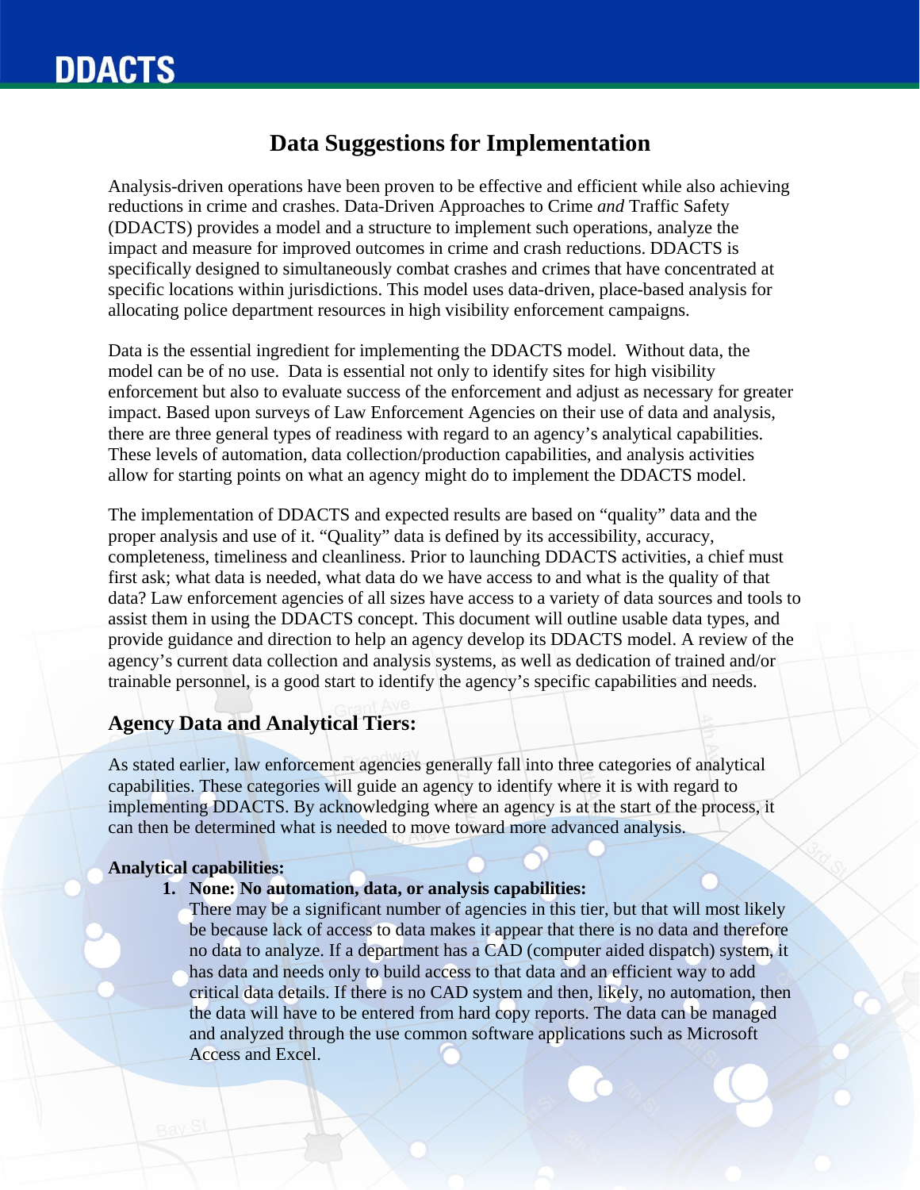# Data Suggestions for Implementation

Analysis-driven operations have been proven to be effective and efficient while also achieving reductions in crime and crashes. Data-Driven Approaches to Crime *and* Traffic Safety (DDACTS) provides a model and a structure to implement such operations, analyze the impact and measure for improved outcomes in crime and crash reductions. DDACTS is specifically designed to simultaneously combat crashes and crimes that have concentrated at specific locations within jurisdictions. This model uses data-driven, place-based analysis for allocating police department resources in high visibility enforcement campaigns.

Data is the essential ingredient for implementing the DDACTS model. Without data, the model can be of no use. Data is essential not only to identify sites for high visibility enforcement but also to evaluate success of the enforcement and adjust as necessary for greater impact. Based upon surveys of Law Enforcement Agencies on their use of data and analysis, there are three general types of readiness with regard to an agency's analytical capabilities. These levels of automation, data collection/production capabilities, and analysis activities allow for starting points on what an agency might do to implement the DDACTS model.

The implementation of DDACTS and expected results are based on "quality" data and the proper analysis and use of it. "Quality" data is defined by its accessibility, accuracy, completeness, timeliness and cleanliness. Prior to launching DDACTS activities, a chief must first ask; what data is needed, what data do we have access to and what is the quality of that data? Law enforcement agencies of all sizes have access to a variety of data sources and tools to assist them in using the DDACTS concept. This document will outline usable data types, and provide guidance and direction to help an agency develop its DDACTS model. A review of the agency's current data collection and analysis systems, as well as dedication of trained and/or trainable personnel, is a good start to identify the agency's specific capabilities and needs.

## Agency Data and Analytical Tiers:

As stated earlier, law enforcement agencies generally fall into three categories of analytical capabilities. These categories will guide an agency to identify where it is with regard to implementing DDACTS. By acknowledging where an agency is at the start of the process, it can then be determined what is needed to move toward more advanced analysis.

**Analytical capabilities:**

1. **None: No automation, data, or analysis capabilities:**
   There may be a significant number of agencies in this tier, but that will most likely be because lack of access to data makes it appear that there is no data and therefore no data to analyze. If a department has a CAD (computer aided dispatch) system, it has data and needs only to build access to that data and an efficient way to add critical data details. If there is no CAD system and then, likely, no automation, then the data will have to be entered from hard copy reports. The data can be managed and analyzed through the use common software applications such as Microsoft Access and Excel.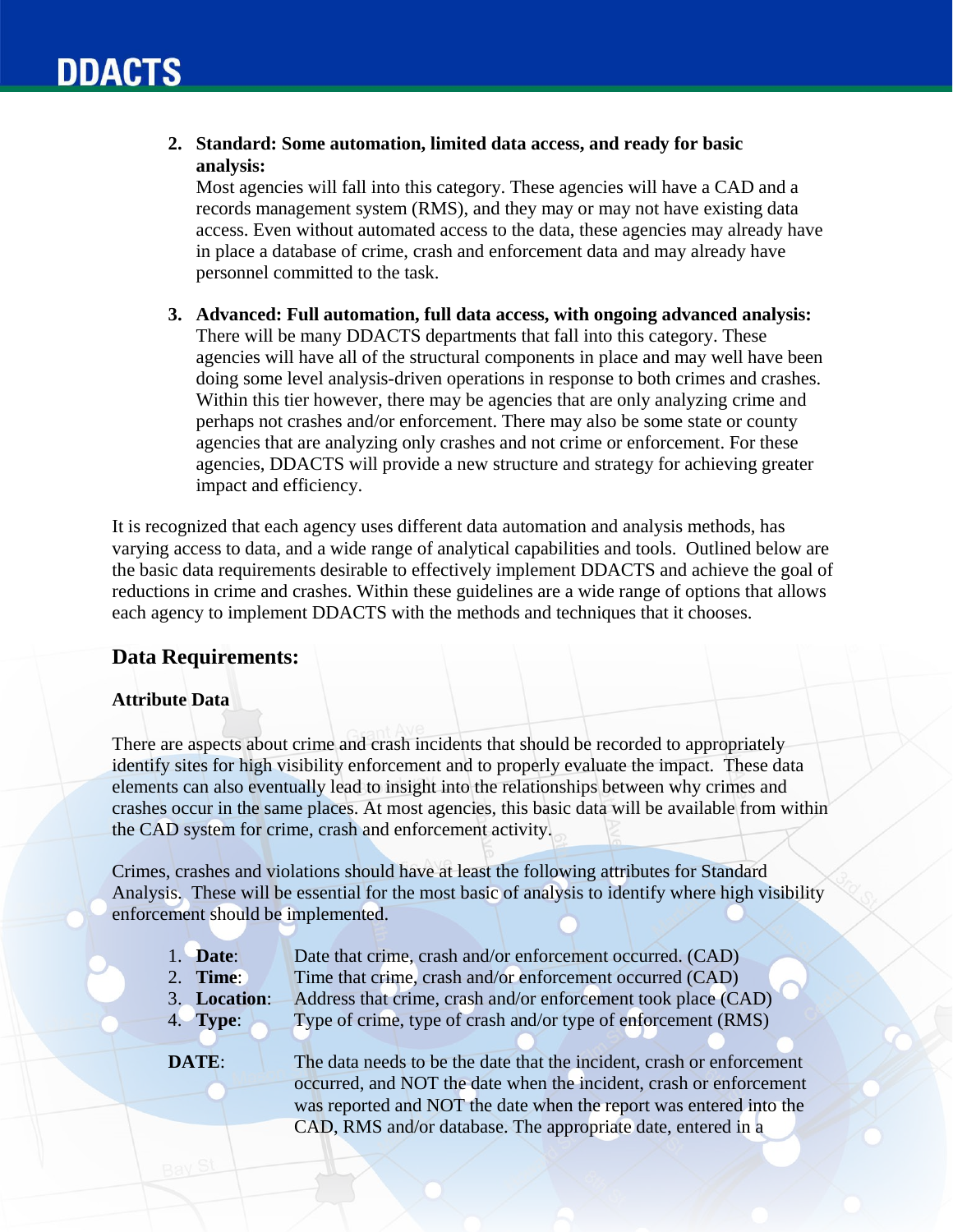2. **Standard: Some automation, limited data access, and ready for basic analysis:**
   Most agencies will fall into this category. These agencies will have a CAD and a records management system (RMS), and they may or may not have existing data access. Even without automated access to the data, these agencies may already have in place a database of crime, crash and enforcement data and may already have personnel committed to the task.

3. **Advanced: Full automation, full data access, with ongoing advanced analysis:**
   There will be many DDACTS departments that fall into this category. These agencies will have all of the structural components in place and may well have been doing some level analysis-driven operations in response to both crimes and crashes. Within this tier however, there may be agencies that are only analyzing crime and perhaps not crashes and/or enforcement. There may also be some state or county agencies that are analyzing only crashes and not crime or enforcement. For these agencies, DDACTS will provide a new structure and strategy for achieving greater impact and efficiency.

It is recognized that each agency uses different data automation and analysis methods, has varying access to data, and a wide range of analytical capabilities and tools. Outlined below are the basic data requirements desirable to effectively implement DDACTS and achieve the goal of reductions in crime and crashes. Within these guidelines are a wide range of options that allows each agency to implement DDACTS with the methods and techniques that it chooses.

## Data Requirements:

### Attribute Data

There are aspects about crime and crash incidents that should be recorded to appropriately identify sites for high visibility enforcement and to properly evaluate the impact. These data elements can also eventually lead to insight into the relationships between why crimes and crashes occur in the same places. At most agencies, this basic data will be available from within the CAD system for crime, crash and enforcement activity.

Crimes, crashes and violations should have at least the following attributes for Standard Analysis. These will be essential for the most basic of analysis to identify where high visibility enforcement should be implemented.

1. **Date**: Date that crime, crash and/or enforcement occurred. (CAD)
2. **Time**: Time that crime, crash and/or enforcement occurred (CAD)
3. **Location**: Address that crime, crash and/or enforcement took place (CAD)
4. **Type**: Type of crime, type of crash and/or type of enforcement (RMS)

**DATE**: The data needs to be the date that the incident, crash or enforcement occurred, and NOT the date when the incident, crash or enforcement was reported and NOT the date when the report was entered into the CAD, RMS and/or database. The appropriate date, entered in a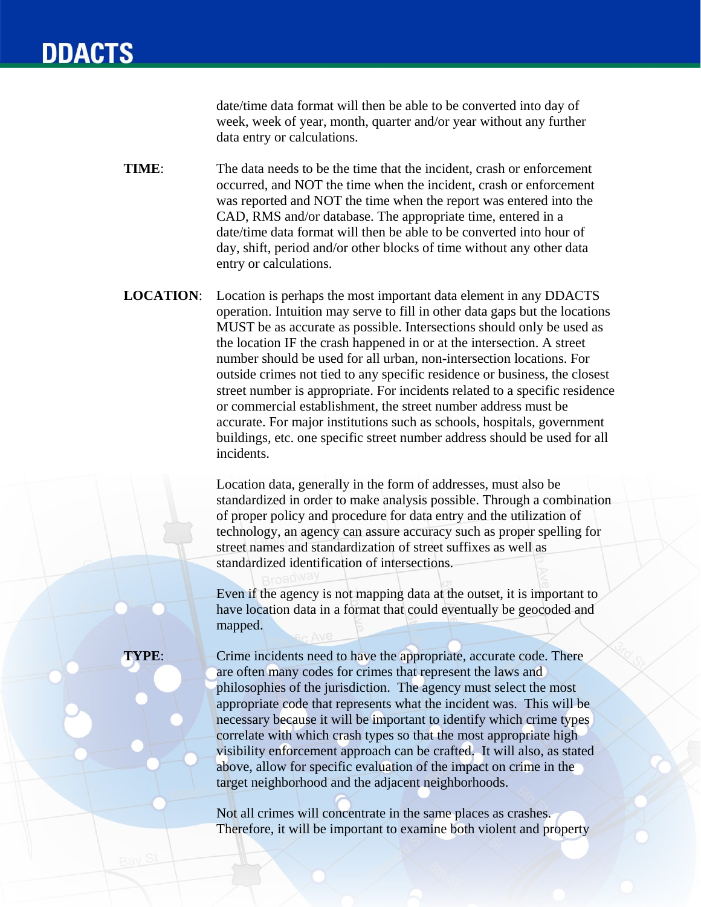date/time data format will then be able to be converted into day of week, week of year, month, quarter and/or year without any further data entry or calculations.

**TIME**: The data needs to be the time that the incident, crash or enforcement occurred, and NOT the time when the incident, crash or enforcement was reported and NOT the time when the report was entered into the CAD, RMS and/or database. The appropriate time, entered in a date/time data format will then be able to be converted into hour of day, shift, period and/or other blocks of time without any other data entry or calculations.

**LOCATION**: Location is perhaps the most important data element in any DDACTS operation. Intuition may serve to fill in other data gaps but the locations MUST be as accurate as possible. Intersections should only be used as the location IF the crash happened in or at the intersection. A street number should be used for all urban, non-intersection locations. For outside crimes not tied to any specific residence or business, the closest street number is appropriate. For incidents related to a specific residence or commercial establishment, the street number address must be accurate. For major institutions such as schools, hospitals, government buildings, etc. one specific street number address should be used for all incidents.

Location data, generally in the form of addresses, must also be standardized in order to make analysis possible. Through a combination of proper policy and procedure for data entry and the utilization of technology, an agency can assure accuracy such as proper spelling for street names and standardization of street suffixes as well as standardized identification of intersections.

Even if the agency is not mapping data at the outset, it is important to have location data in a format that could eventually be geocoded and mapped.

**TYPE**: Crime incidents need to have the appropriate, accurate code. There are often many codes for crimes that represent the laws and philosophies of the jurisdiction. The agency must select the most appropriate code that represents what the incident was. This will be necessary because it will be important to identify which crime types correlate with which crash types so that the most appropriate high visibility enforcement approach can be crafted. It will also, as stated above, allow for specific evaluation of the impact on crime in the target neighborhood and the adjacent neighborhoods.

Not all crimes will concentrate in the same places as crashes. Therefore, it will be important to examine both violent and property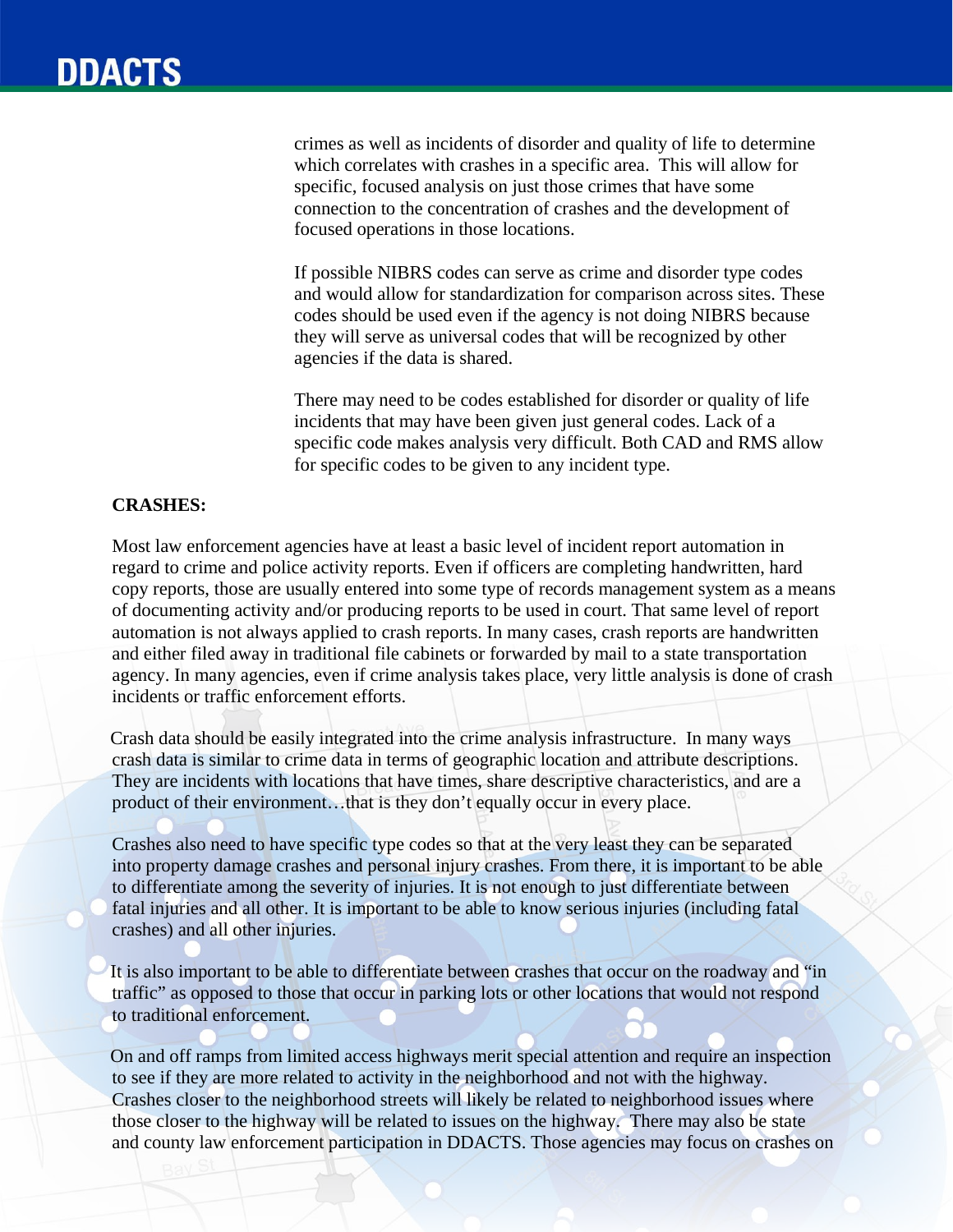crimes as well as incidents of disorder and quality of life to determine which correlates with crashes in a specific area. This will allow for specific, focused analysis on just those crimes that have some connection to the concentration of crashes and the development of focused operations in those locations.

If possible NIBRS codes can serve as crime and disorder type codes and would allow for standardization for comparison across sites. These codes should be used even if the agency is not doing NIBRS because they will serve as universal codes that will be recognized by other agencies if the data is shared.

There may need to be codes established for disorder or quality of life incidents that may have been given just general codes. Lack of a specific code makes analysis very difficult. Both CAD and RMS allow for specific codes to be given to any incident type.

**CRASHES:**

Most law enforcement agencies have at least a basic level of incident report automation in regard to crime and police activity reports. Even if officers are completing handwritten, hard copy reports, those are usually entered into some type of records management system as a means of documenting activity and/or producing reports to be used in court. That same level of report automation is not always applied to crash reports. In many cases, crash reports are handwritten and either filed away in traditional file cabinets or forwarded by mail to a state transportation agency. In many agencies, even if crime analysis takes place, very little analysis is done of crash incidents or traffic enforcement efforts.

Crash data should be easily integrated into the crime analysis infrastructure. In many ways crash data is similar to crime data in terms of geographic location and attribute descriptions. They are incidents with locations that have times, share descriptive characteristics, and are a product of their environment…that is they don't equally occur in every place.

Crashes also need to have specific type codes so that at the very least they can be separated into property damage crashes and personal injury crashes. From there, it is important to be able to differentiate among the severity of injuries. It is not enough to just differentiate between fatal injuries and all other. It is important to be able to know serious injuries (including fatal crashes) and all other injuries.

It is also important to be able to differentiate between crashes that occur on the roadway and "in traffic" as opposed to those that occur in parking lots or other locations that would not respond to traditional enforcement.

On and off ramps from limited access highways merit special attention and require an inspection to see if they are more related to activity in the neighborhood and not with the highway. Crashes closer to the neighborhood streets will likely be related to neighborhood issues where those closer to the highway will be related to issues on the highway. There may also be state and county law enforcement participation in DDACTS. Those agencies may focus on crashes on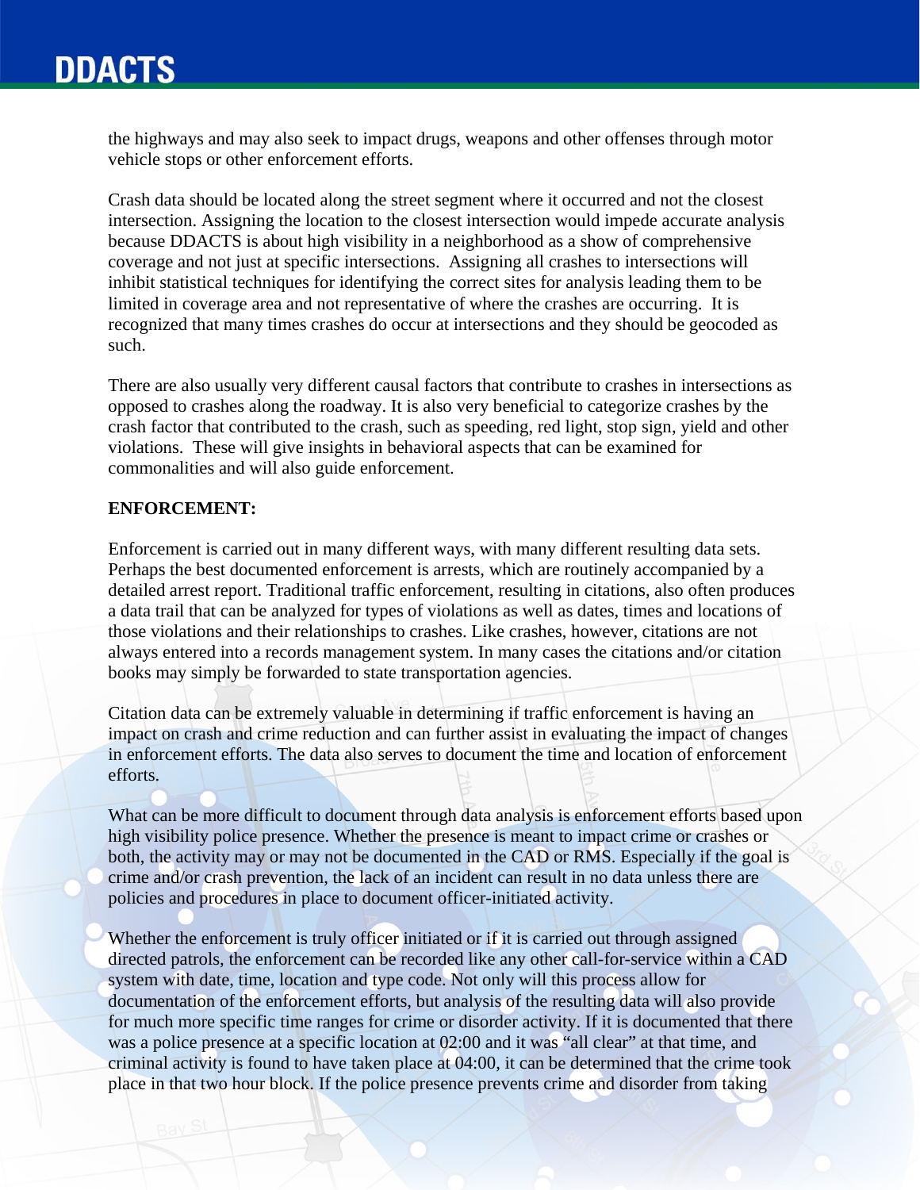the highways and may also seek to impact drugs, weapons and other offenses through motor vehicle stops or other enforcement efforts.

Crash data should be located along the street segment where it occurred and not the closest intersection. Assigning the location to the closest intersection would impede accurate analysis because DDACTS is about high visibility in a neighborhood as a show of comprehensive coverage and not just at specific intersections. Assigning all crashes to intersections will inhibit statistical techniques for identifying the correct sites for analysis leading them to be limited in coverage area and not representative of where the crashes are occurring. It is recognized that many times crashes do occur at intersections and they should be geocoded as such.

There are also usually very different causal factors that contribute to crashes in intersections as opposed to crashes along the roadway. It is also very beneficial to categorize crashes by the crash factor that contributed to the crash, such as speeding, red light, stop sign, yield and other violations. These will give insights in behavioral aspects that can be examined for commonalities and will also guide enforcement.

**ENFORCEMENT:**

Enforcement is carried out in many different ways, with many different resulting data sets. Perhaps the best documented enforcement is arrests, which are routinely accompanied by a detailed arrest report. Traditional traffic enforcement, resulting in citations, also often produces a data trail that can be analyzed for types of violations as well as dates, times and locations of those violations and their relationships to crashes. Like crashes, however, citations are not always entered into a records management system. In many cases the citations and/or citation books may simply be forwarded to state transportation agencies.

Citation data can be extremely valuable in determining if traffic enforcement is having an impact on crash and crime reduction and can further assist in evaluating the impact of changes in enforcement efforts. The data also serves to document the time and location of enforcement efforts.

What can be more difficult to document through data analysis is enforcement efforts based upon high visibility police presence. Whether the presence is meant to impact crime or crashes or both, the activity may or may not be documented in the CAD or RMS. Especially if the goal is crime and/or crash prevention, the lack of an incident can result in no data unless there are policies and procedures in place to document officer-initiated activity.

Whether the enforcement is truly officer initiated or if it is carried out through assigned directed patrols, the enforcement can be recorded like any other call-for-service within a CAD system with date, time, location and type code. Not only will this process allow for documentation of the enforcement efforts, but analysis of the resulting data will also provide for much more specific time ranges for crime or disorder activity. If it is documented that there was a police presence at a specific location at 02:00 and it was "all clear" at that time, and criminal activity is found to have taken place at 04:00, it can be determined that the crime took place in that two hour block. If the police presence prevents crime and disorder from taking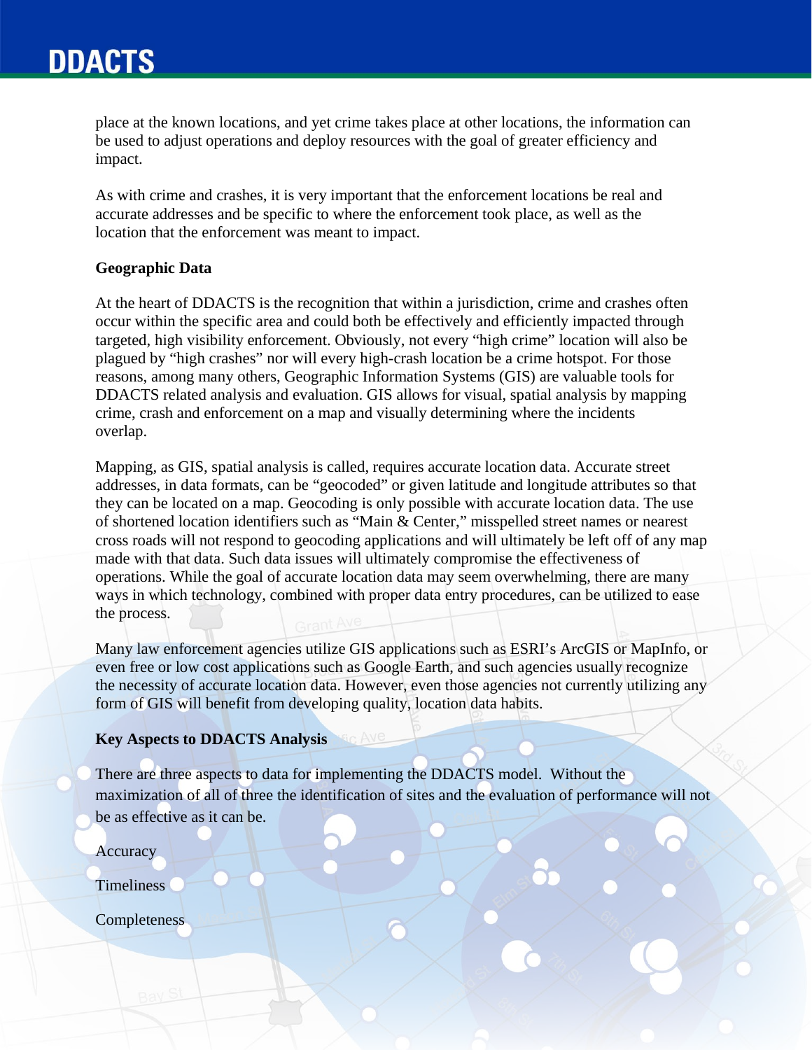place at the known locations, and yet crime takes place at other locations, the information can be used to adjust operations and deploy resources with the goal of greater efficiency and impact.

As with crime and crashes, it is very important that the enforcement locations be real and accurate addresses and be specific to where the enforcement took place, as well as the location that the enforcement was meant to impact.

**Geographic Data**

At the heart of DDACTS is the recognition that within a jurisdiction, crime and crashes often occur within the specific area and could both be effectively and efficiently impacted through targeted, high visibility enforcement. Obviously, not every "high crime" location will also be plagued by "high crashes" nor will every high-crash location be a crime hotspot. For those reasons, among many others, Geographic Information Systems (GIS) are valuable tools for DDACTS related analysis and evaluation. GIS allows for visual, spatial analysis by mapping crime, crash and enforcement on a map and visually determining where the incidents overlap.

Mapping, as GIS, spatial analysis is called, requires accurate location data. Accurate street addresses, in data formats, can be "geocoded" or given latitude and longitude attributes so that they can be located on a map. Geocoding is only possible with accurate location data. The use of shortened location identifiers such as "Main & Center," misspelled street names or nearest cross roads will not respond to geocoding applications and will ultimately be left off of any map made with that data. Such data issues will ultimately compromise the effectiveness of operations. While the goal of accurate location data may seem overwhelming, there are many ways in which technology, combined with proper data entry procedures, can be utilized to ease the process.

Many law enforcement agencies utilize GIS applications such as ESRI's ArcGIS or MapInfo, or even free or low cost applications such as Google Earth, and such agencies usually recognize the necessity of accurate location data. However, even those agencies not currently utilizing any form of GIS will benefit from developing quality, location data habits.

**Key Aspects to DDACTS Analysis**

There are three aspects to data for implementing the DDACTS model. Without the maximization of all of three the identification of sites and the evaluation of performance will not be as effective as it can be.

Accuracy

Timeliness

Completeness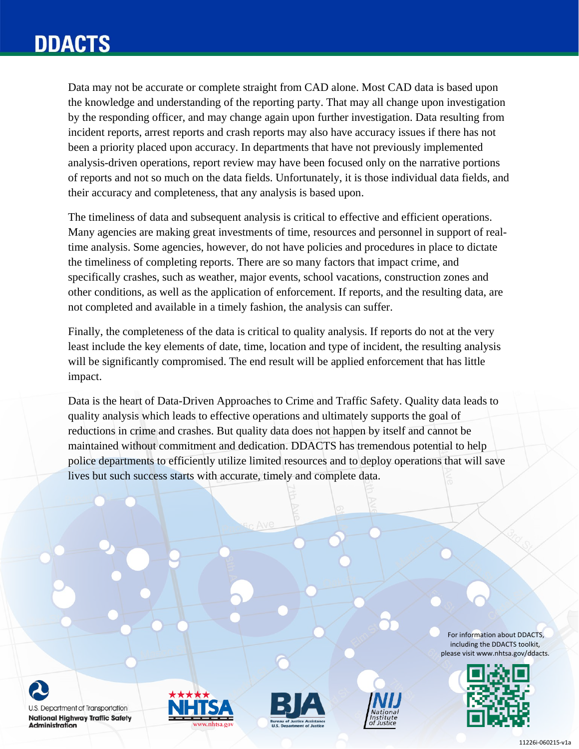Data may not be accurate or complete straight from CAD alone. Most CAD data is based upon the knowledge and understanding of the reporting party. That may all change upon investigation by the responding officer, and may change again upon further investigation. Data resulting from incident reports, arrest reports and crash reports may also have accuracy issues if there has not been a priority placed upon accuracy. In departments that have not previously implemented analysis-driven operations, report review may have been focused only on the narrative portions of reports and not so much on the data fields. Unfortunately, it is those individual data fields, and their accuracy and completeness, that any analysis is based upon.

The timeliness of data and subsequent analysis is critical to effective and efficient operations. Many agencies are making great investments of time, resources and personnel in support of real-time analysis. Some agencies, however, do not have policies and procedures in place to dictate the timeliness of completing reports. There are so many factors that impact crime, and specifically crashes, such as weather, major events, school vacations, construction zones and other conditions, as well as the application of enforcement. If reports, and the resulting data, are not completed and available in a timely fashion, the analysis can suffer.

Finally, the completeness of the data is critical to quality analysis. If reports do not at the very least include the key elements of date, time, location and type of incident, the resulting analysis will be significantly compromised. The end result will be applied enforcement that has little impact.

Data is the heart of Data-Driven Approaches to Crime and Traffic Safety. Quality data leads to quality analysis which leads to effective operations and ultimately supports the goal of reductions in crime and crashes. But quality data does not happen by itself and cannot be maintained without commitment and dedication. DDACTS has tremendous potential to help police departments to efficiently utilize limited resources and to deploy operations that will save lives but such success starts with accurate, timely and complete data.

For information about DDACTS, including the DDACTS toolkit, please visit www.nhtsa.gov/ddacts.

U.S. Department of Transportation
**National Highway Traffic Safety Administration**

NHTSA www.nhtsa.gov

BJA Bureau of Justice Assistance U.S. Department of Justice

NIJ National Institute of Justice

11226i-060215-v1a